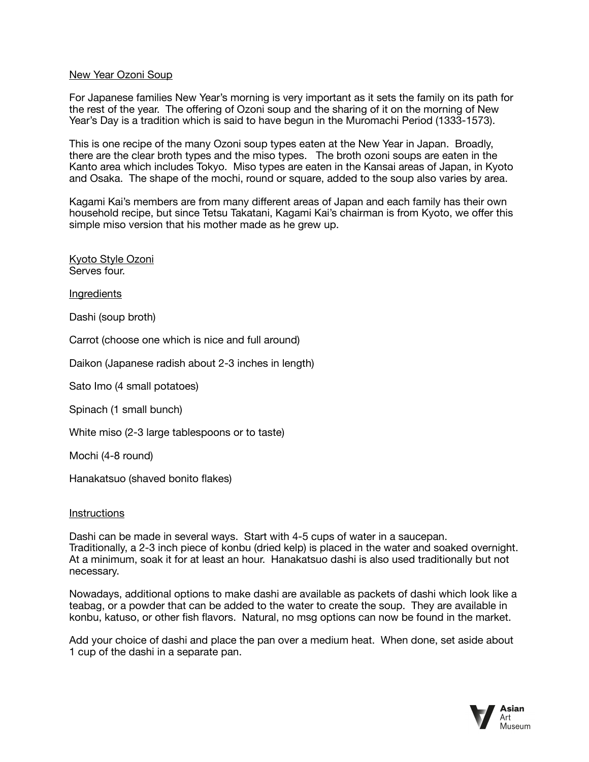## New Year Ozoni Soup

For Japanese families New Year's morning is very important as it sets the family on its path for the rest of the year. The offering of Ozoni soup and the sharing of it on the morning of New Year's Day is a tradition which is said to have begun in the Muromachi Period (1333-1573).

This is one recipe of the many Ozoni soup types eaten at the New Year in Japan. Broadly, there are the clear broth types and the miso types. The broth ozoni soups are eaten in the Kanto area which includes Tokyo. Miso types are eaten in the Kansai areas of Japan, in Kyoto and Osaka. The shape of the mochi, round or square, added to the soup also varies by area.

Kagami Kai's members are from many different areas of Japan and each family has their own household recipe, but since Tetsu Takatani, Kagami Kai's chairman is from Kyoto, we offer this simple miso version that his mother made as he grew up.

### Kyoto Style Ozoni

Serves four.

#### Ingredients

Dashi (soup broth)

Carrot (choose one which is nice and full around)

Daikon (Japanese radish about 2-3 inches in length)

Sato Imo (4 small potatoes)

Spinach (1 small bunch)

White miso (2-3 large tablespoons or to taste)

Mochi (4-8 round)

Hanakatsuo (shaved bonito flakes)

#### Instructions

Dashi can be made in several ways. Start with 4-5 cups of water in a saucepan. Traditionally, a 2-3 inch piece of konbu (dried kelp) is placed in the water and soaked overnight. At a minimum, soak it for at least an hour. Hanakatsuo dashi is also used traditionally but not necessary.

Nowadays, additional options to make dashi are available as packets of dashi which look like a teabag, or a powder that can be added to the water to create the soup. They are available in konbu, katuso, or other fish flavors. Natural, no msg options can now be found in the market.

Add your choice of dashi and place the pan over a medium heat. When done, set aside about 1 cup of the dashi in a separate pan.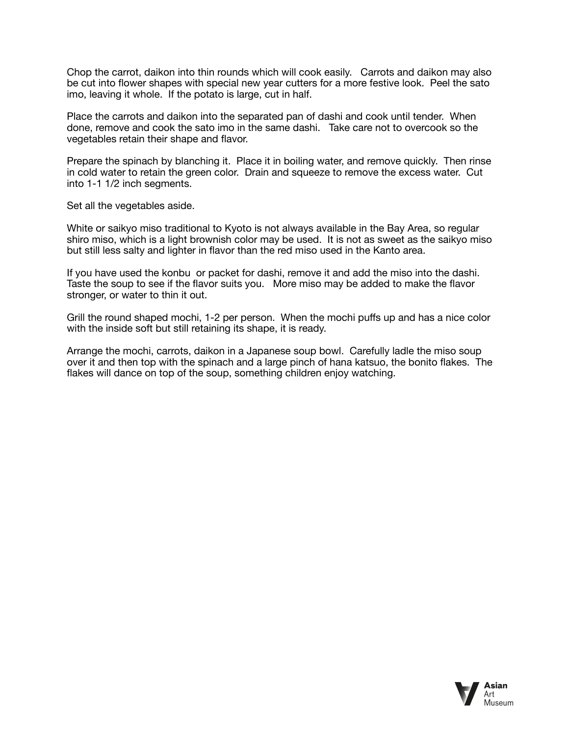Chop the carrot, daikon into thin rounds which will cook easily. Carrots and daikon may also be cut into flower shapes with special new year cutters for a more festive look. Peel the sato imo, leaving it whole. If the potato is large, cut in half.

Place the carrots and daikon into the separated pan of dashi and cook until tender. When done, remove and cook the sato imo in the same dashi. Take care not to overcook so the vegetables retain their shape and flavor.

Prepare the spinach by blanching it. Place it in boiling water, and remove quickly. Then rinse in cold water to retain the green color. Drain and squeeze to remove the excess water. Cut into 1-1 1/2 inch segments.

Set all the vegetables aside.

White or saikyo miso traditional to Kyoto is not always available in the Bay Area, so regular shiro miso, which is a light brownish color may be used. It is not as sweet as the saikyo miso but still less salty and lighter in flavor than the red miso used in the Kanto area.

If you have used the konbu or packet for dashi, remove it and add the miso into the dashi. Taste the soup to see if the flavor suits you. More miso may be added to make the flavor stronger, or water to thin it out.

Grill the round shaped mochi, 1-2 per person. When the mochi puffs up and has a nice color with the inside soft but still retaining its shape, it is ready.

Arrange the mochi, carrots, daikon in a Japanese soup bowl. Carefully ladle the miso soup over it and then top with the spinach and a large pinch of hana katsuo, the bonito flakes. The flakes will dance on top of the soup, something children enjoy watching.